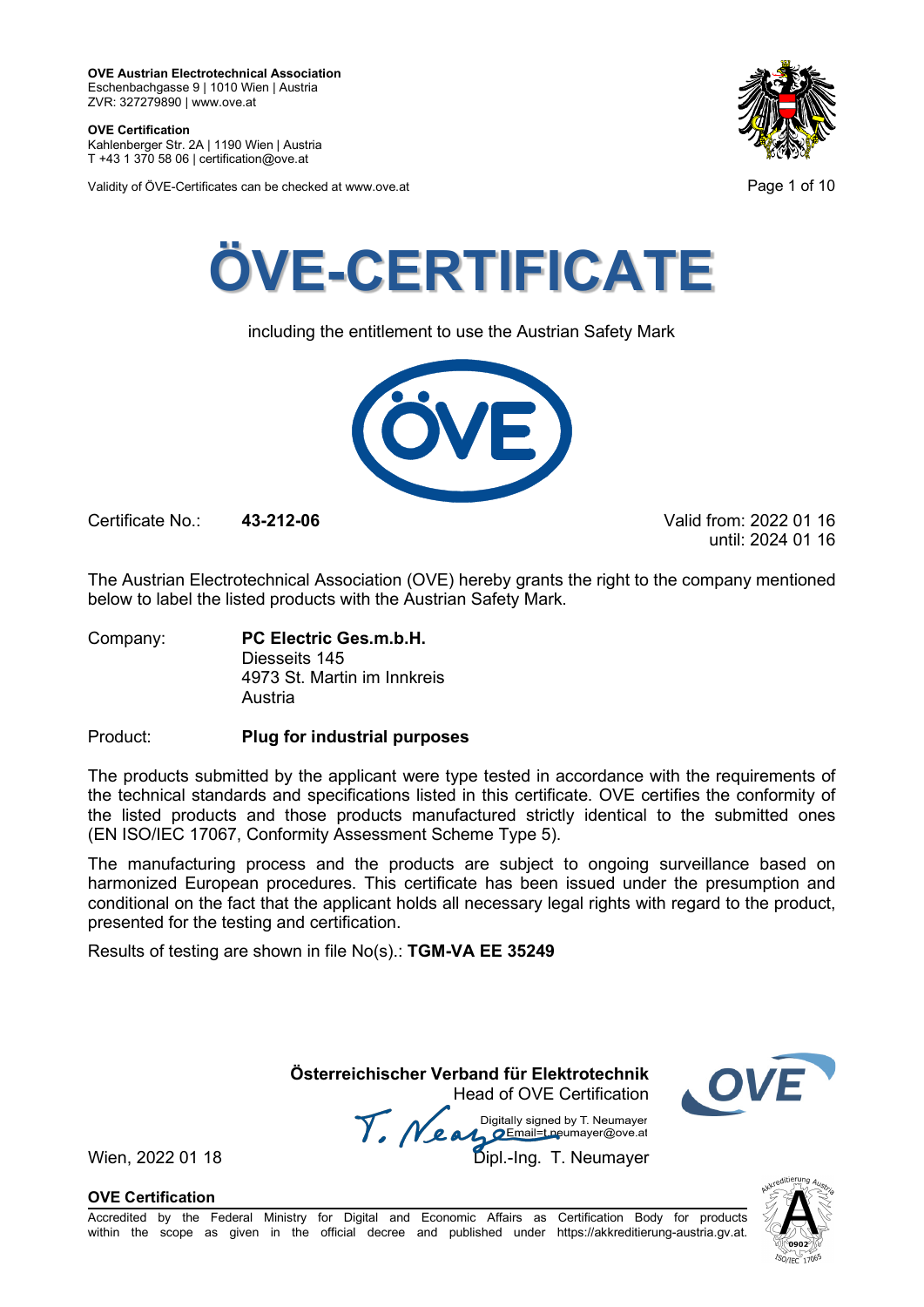**OVE Austrian Electrotechnical Association**
Eschenbachgasse 9 | 1010 Wien | Austria
ZVR: 327279890 | www.ove.at

**OVE Certification**
Kahlenberger Str. 2A | 1190 Wien | Austria
T +43 1 370 58 06 | certification@ove.at

Validity of ÖVE-Certificates can be checked at www.ove.at

# ÖVE-CERTIFICATE

including the entitlement to use the Austrian Safety Mark

Certificate No.: **43-212-06**

Valid from: 2022 01 16
until: 2024 01 16

The Austrian Electrotechnical Association (OVE) hereby grants the right to the company mentioned below to label the listed products with the Austrian Safety Mark.

Company: **PC Electric Ges.m.b.H.**
Diesseits 145
4973 St. Martin im Innkreis
Austria

Product: **Plug for industrial purposes**

The products submitted by the applicant were type tested in accordance with the requirements of the technical standards and specifications listed in this certificate. OVE certifies the conformity of the listed products and those products manufactured strictly identical to the submitted ones (EN ISO/IEC 17067, Conformity Assessment Scheme Type 5).

The manufacturing process and the products are subject to ongoing surveillance based on harmonized European procedures. This certificate has been issued under the presumption and conditional on the fact that the applicant holds all necessary legal rights with regard to the product, presented for the testing and certification.

Results of testing are shown in file No(s).: **TGM-VA EE 35249**

**Österreichischer Verband für Elektrotechnik**
Head of OVE Certification

Digitally signed by T. Neumayer
Email=t.neumayer@ove.at

Wien, 2022 01 18

Dipl.-Ing. T. Neumayer

**OVE Certification**

Accredited by the Federal Ministry for Digital and Economic Affairs as Certification Body for products within the scope as given in the official decree and published under https://akkreditierung-austria.gv.at.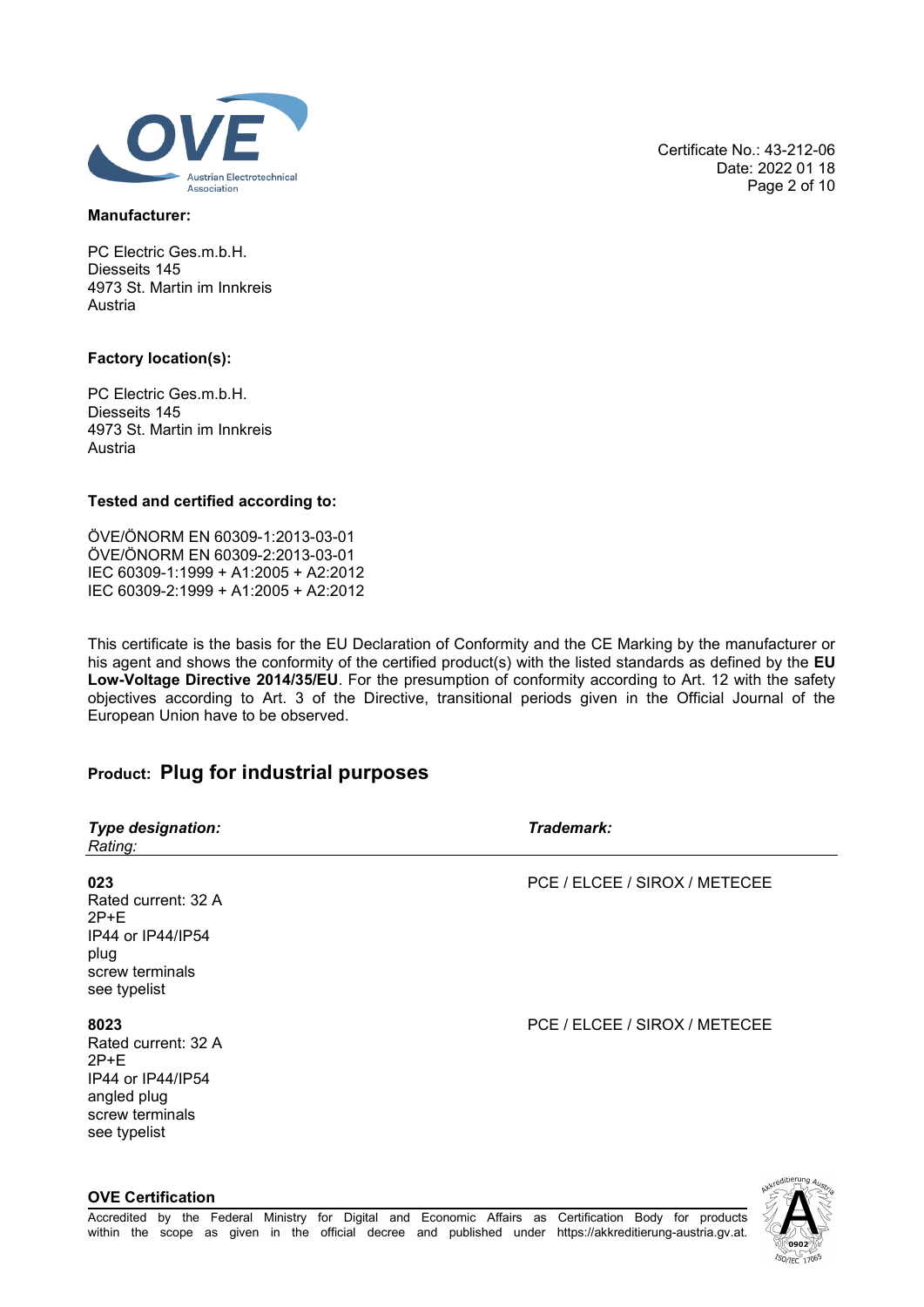Certificate No.: 43-212-06
Date: 2022 01 18

**Manufacturer:**

PC Electric Ges.m.b.H.
Diesseits 145
4973 St. Martin im Innkreis
Austria

**Factory location(s):**

PC Electric Ges.m.b.H.
Diesseits 145
4973 St. Martin im Innkreis
Austria

**Tested and certified according to:**

ÖVE/ÖNORM EN 60309-1:2013-03-01
ÖVE/ÖNORM EN 60309-2:2013-03-01
IEC 60309-1:1999 + A1:2005 + A2:2012
IEC 60309-2:1999 + A1:2005 + A2:2012

This certificate is the basis for the EU Declaration of Conformity and the CE Marking by the manufacturer or his agent and shows the conformity of the certified product(s) with the listed standards as defined by the **EU Low-Voltage Directive 2014/35/EU**. For the presumption of conformity according to Art. 12 with the safety objectives according to Art. 3 of the Directive, transitional periods given in the Official Journal of the European Union have to be observed.

## Product: Plug for industrial purposes

| *Type designation:* *Rating:* | *Trademark:* |
|---|---|
| **023** Rated current: 32 A 2P+E IP44 or IP44/IP54 plug screw terminals see typelist | PCE / ELCEE / SIROX / METECEE |
| **8023** Rated current: 32 A 2P+E IP44 or IP44/IP54 angled plug screw terminals see typelist | PCE / ELCEE / SIROX / METECEE |

**OVE Certification**

Accredited by the Federal Ministry for Digital and Economic Affairs as Certification Body for products within the scope as given in the official decree and published under https://akkreditierung-austria.gv.at.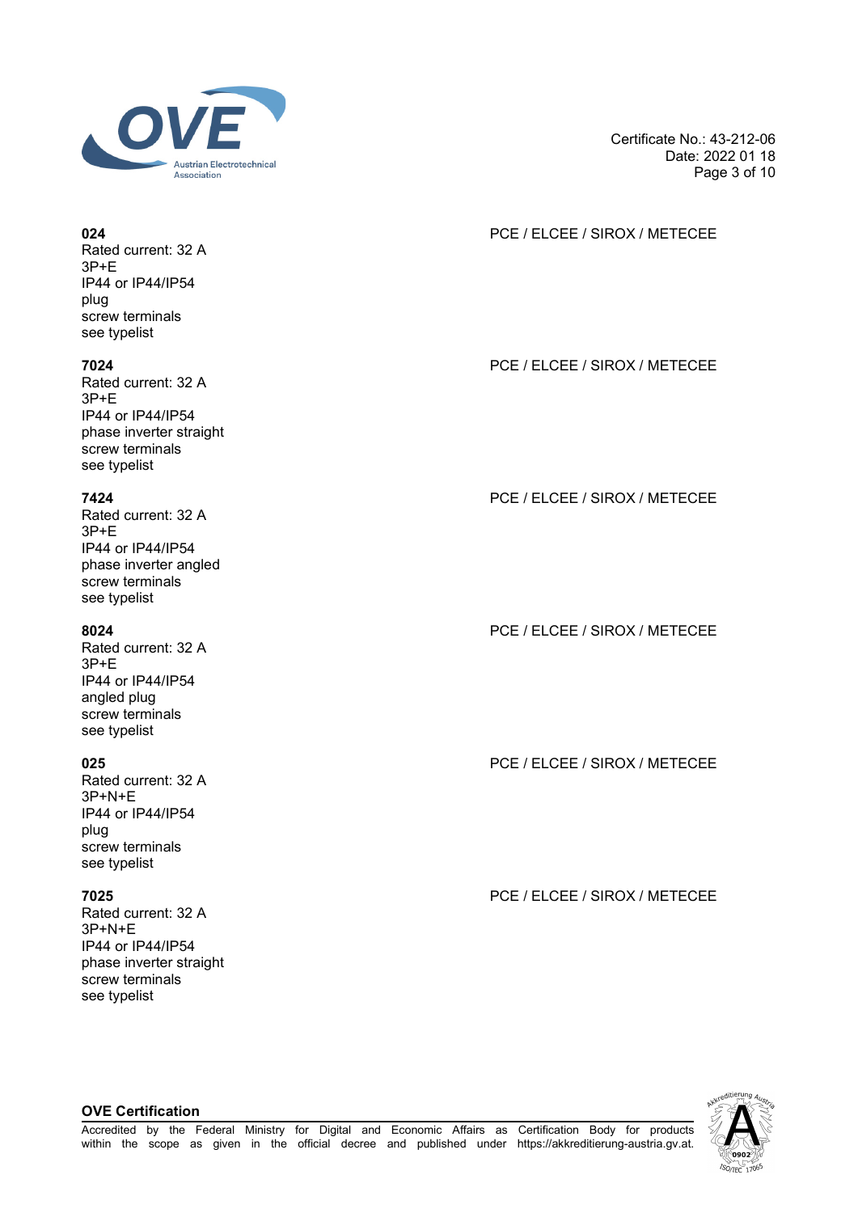**024**
Rated current: 32 A
3P+E
IP44 or IP44/IP54
plug
screw terminals
see typelist

PCE / ELCEE / SIROX / METECEE

**7024**
Rated current: 32 A
3P+E
IP44 or IP44/IP54
phase inverter straight
screw terminals
see typelist

PCE / ELCEE / SIROX / METECEE

**7424**
Rated current: 32 A
3P+E
IP44 or IP44/IP54
phase inverter angled
screw terminals
see typelist

PCE / ELCEE / SIROX / METECEE

**8024**
Rated current: 32 A
3P+E
IP44 or IP44/IP54
angled plug
screw terminals
see typelist

PCE / ELCEE / SIROX / METECEE

**025**
Rated current: 32 A
3P+N+E
IP44 or IP44/IP54
plug
screw terminals
see typelist

PCE / ELCEE / SIROX / METECEE

**7025**
Rated current: 32 A
3P+N+E
IP44 or IP44/IP54
phase inverter straight
screw terminals
see typelist

PCE / ELCEE / SIROX / METECEE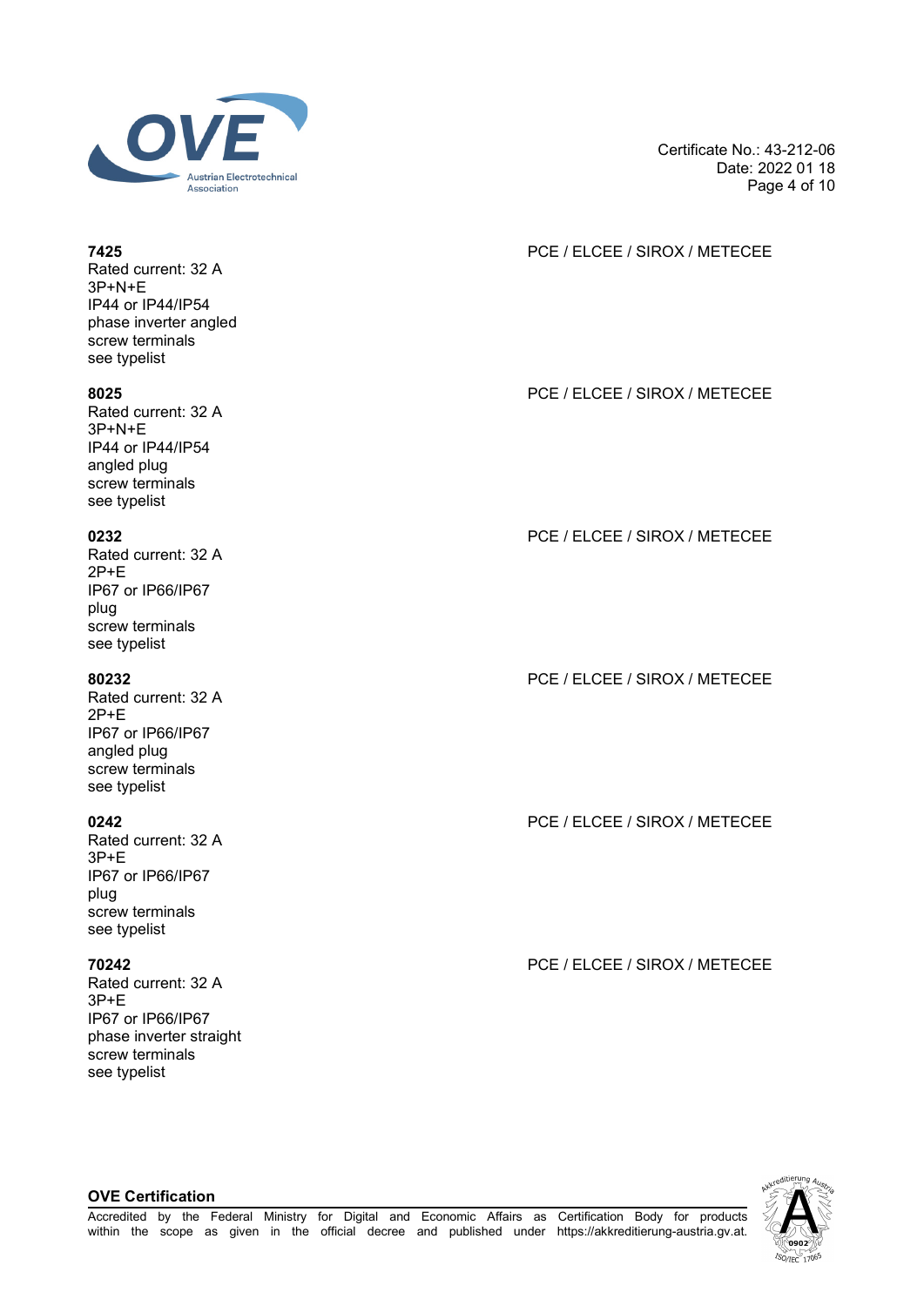**7425**
Rated current: 32 A
3P+N+E
IP44 or IP44/IP54
phase inverter angled
screw terminals
see typelist

PCE / ELCEE / SIROX / METECEE

**8025**
Rated current: 32 A
3P+N+E
IP44 or IP44/IP54
angled plug
screw terminals
see typelist

PCE / ELCEE / SIROX / METECEE

**0232**
Rated current: 32 A
2P+E
IP67 or IP66/IP67
plug
screw terminals
see typelist

PCE / ELCEE / SIROX / METECEE

**80232**
Rated current: 32 A
2P+E
IP67 or IP66/IP67
angled plug
screw terminals
see typelist

PCE / ELCEE / SIROX / METECEE

**0242**
Rated current: 32 A
3P+E
IP67 or IP66/IP67
plug
screw terminals
see typelist

PCE / ELCEE / SIROX / METECEE

**70242**
Rated current: 32 A
3P+E
IP67 or IP66/IP67
phase inverter straight
screw terminals
see typelist

PCE / ELCEE / SIROX / METECEE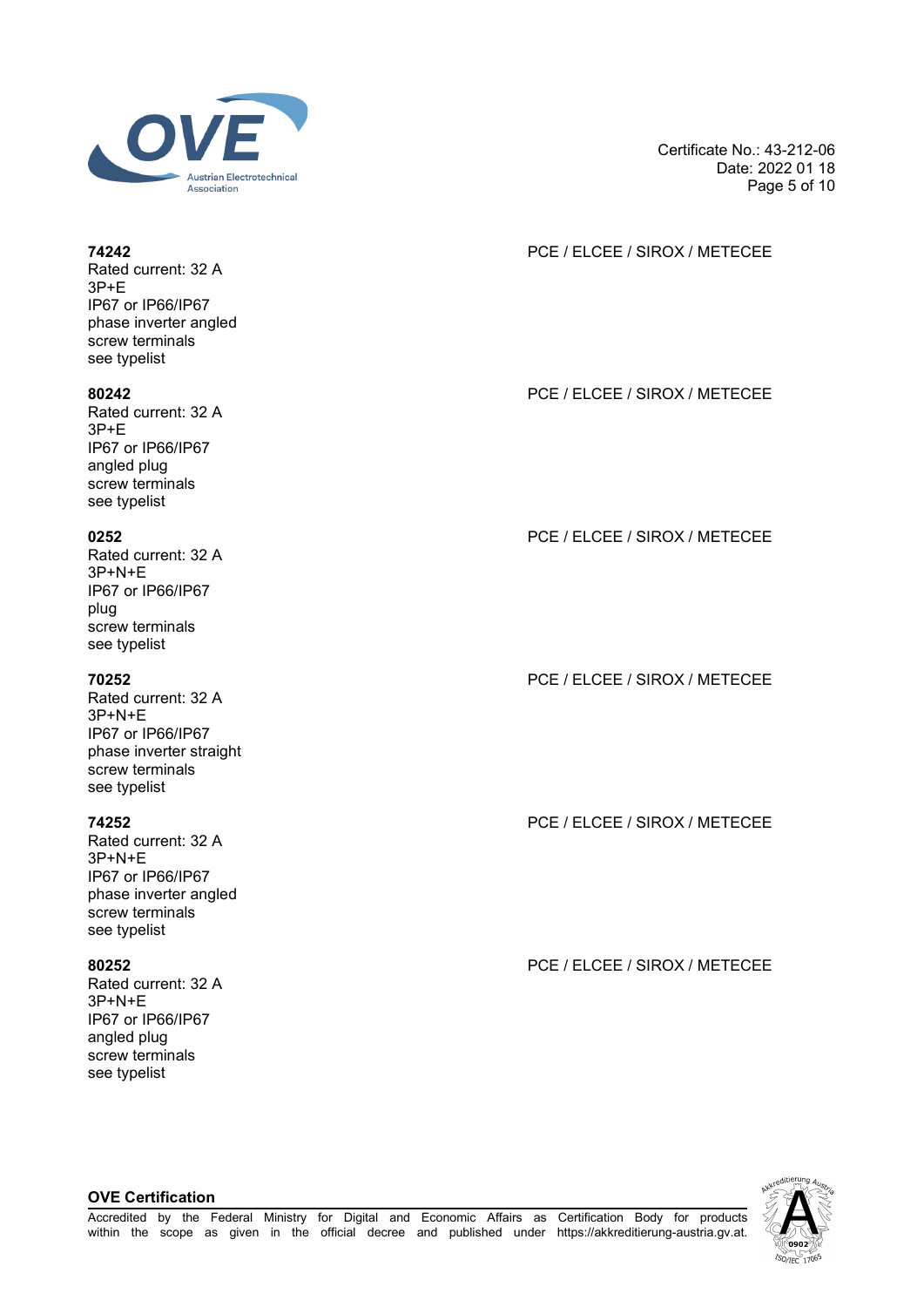**74242** PCE / ELCEE / SIROX / METECEE
Rated current: 32 A
3P+E
IP67 or IP66/IP67
phase inverter angled
screw terminals
see typelist

**80242** PCE / ELCEE / SIROX / METECEE
Rated current: 32 A
3P+E
IP67 or IP66/IP67
angled plug
screw terminals
see typelist

**0252** PCE / ELCEE / SIROX / METECEE
Rated current: 32 A
3P+N+E
IP67 or IP66/IP67
plug
screw terminals
see typelist

**70252** PCE / ELCEE / SIROX / METECEE
Rated current: 32 A
3P+N+E
IP67 or IP66/IP67
phase inverter straight
screw terminals
see typelist

**74252** PCE / ELCEE / SIROX / METECEE
Rated current: 32 A
3P+N+E
IP67 or IP66/IP67
phase inverter angled
screw terminals
see typelist

**80252** PCE / ELCEE / SIROX / METECEE
Rated current: 32 A
3P+N+E
IP67 or IP66/IP67
angled plug
screw terminals
see typelist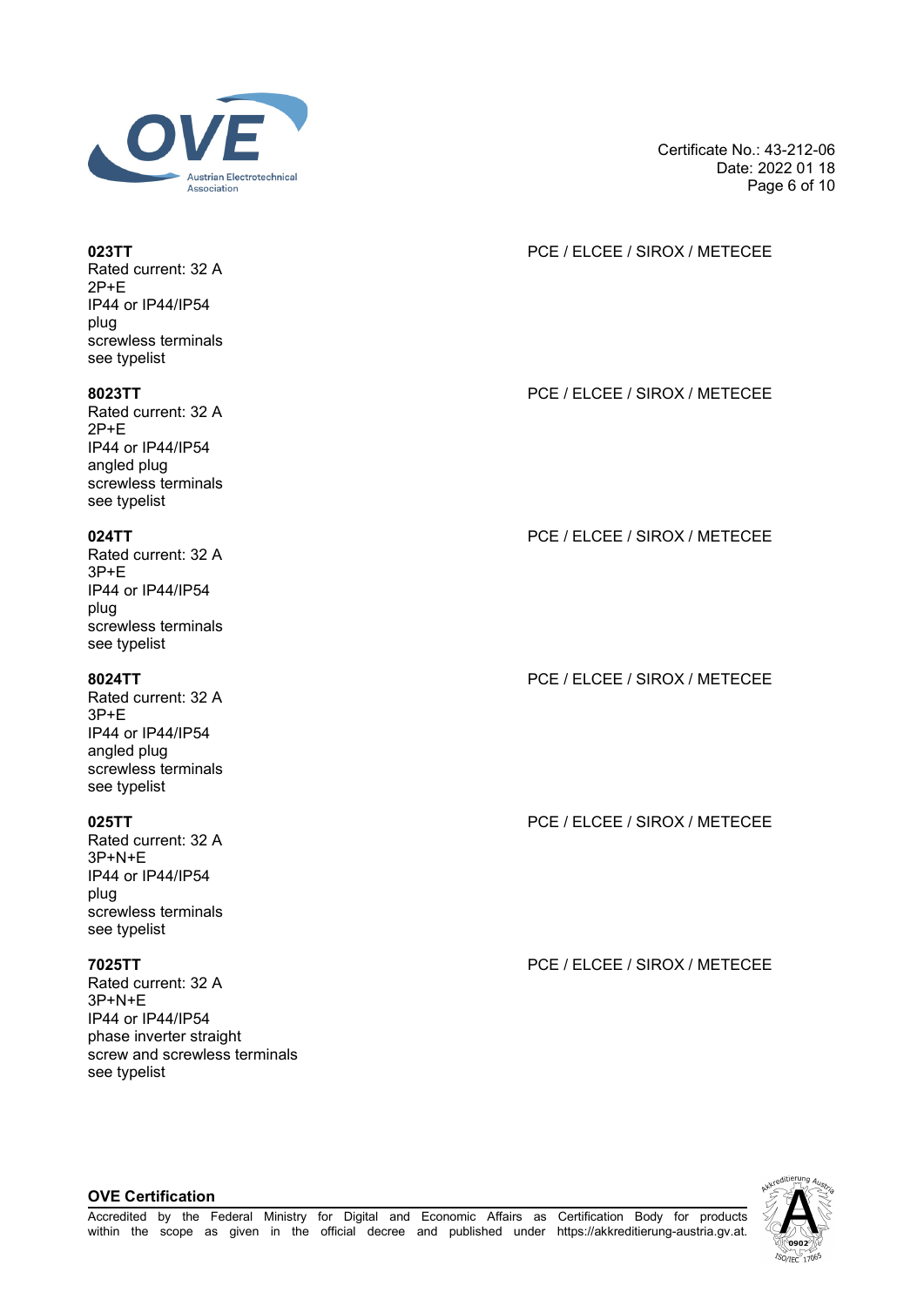Certificate No.: 43-212-06
Date: 2022 01 18

**023TT** PCE / ELCEE / SIROX / METECEE
Rated current: 32 A
2P+E
IP44 or IP44/IP54
plug
screwless terminals
see typelist

**8023TT** PCE / ELCEE / SIROX / METECEE
Rated current: 32 A
2P+E
IP44 or IP44/IP54
angled plug
screwless terminals
see typelist

**024TT** PCE / ELCEE / SIROX / METECEE
Rated current: 32 A
3P+E
IP44 or IP44/IP54
plug
screwless terminals
see typelist

**8024TT** PCE / ELCEE / SIROX / METECEE
Rated current: 32 A
3P+E
IP44 or IP44/IP54
angled plug
screwless terminals
see typelist

**025TT** PCE / ELCEE / SIROX / METECEE
Rated current: 32 A
3P+N+E
IP44 or IP44/IP54
plug
screwless terminals
see typelist

**7025TT** PCE / ELCEE / SIROX / METECEE
Rated current: 32 A
3P+N+E
IP44 or IP44/IP54
phase inverter straight
screw and screwless terminals
see typelist

**OVE Certification**
Accredited by the Federal Ministry for Digital and Economic Affairs as Certification Body for products within the scope as given in the official decree and published under https://akkreditierung-austria.gv.at.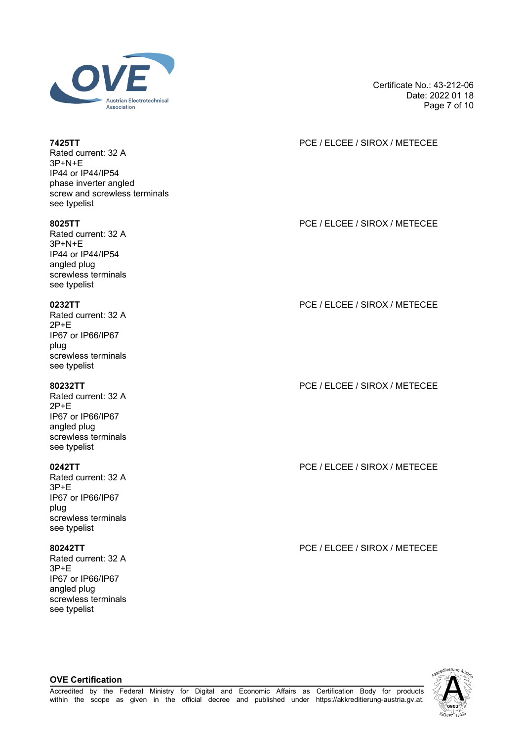**7425TT**
Rated current: 32 A
3P+N+E
IP44 or IP44/IP54
phase inverter angled
screw and screwless terminals
see typelist

PCE / ELCEE / SIROX / METECEE

**8025TT**
Rated current: 32 A
3P+N+E
IP44 or IP44/IP54
angled plug
screwless terminals
see typelist

PCE / ELCEE / SIROX / METECEE

**0232TT**
Rated current: 32 A
2P+E
IP67 or IP66/IP67
plug
screwless terminals
see typelist

PCE / ELCEE / SIROX / METECEE

**80232TT**
Rated current: 32 A
2P+E
IP67 or IP66/IP67
angled plug
screwless terminals
see typelist

PCE / ELCEE / SIROX / METECEE

**0242TT**
Rated current: 32 A
3P+E
IP67 or IP66/IP67
plug
screwless terminals
see typelist

PCE / ELCEE / SIROX / METECEE

**80242TT**
Rated current: 32 A
3P+E
IP67 or IP66/IP67
angled plug
screwless terminals
see typelist

PCE / ELCEE / SIROX / METECEE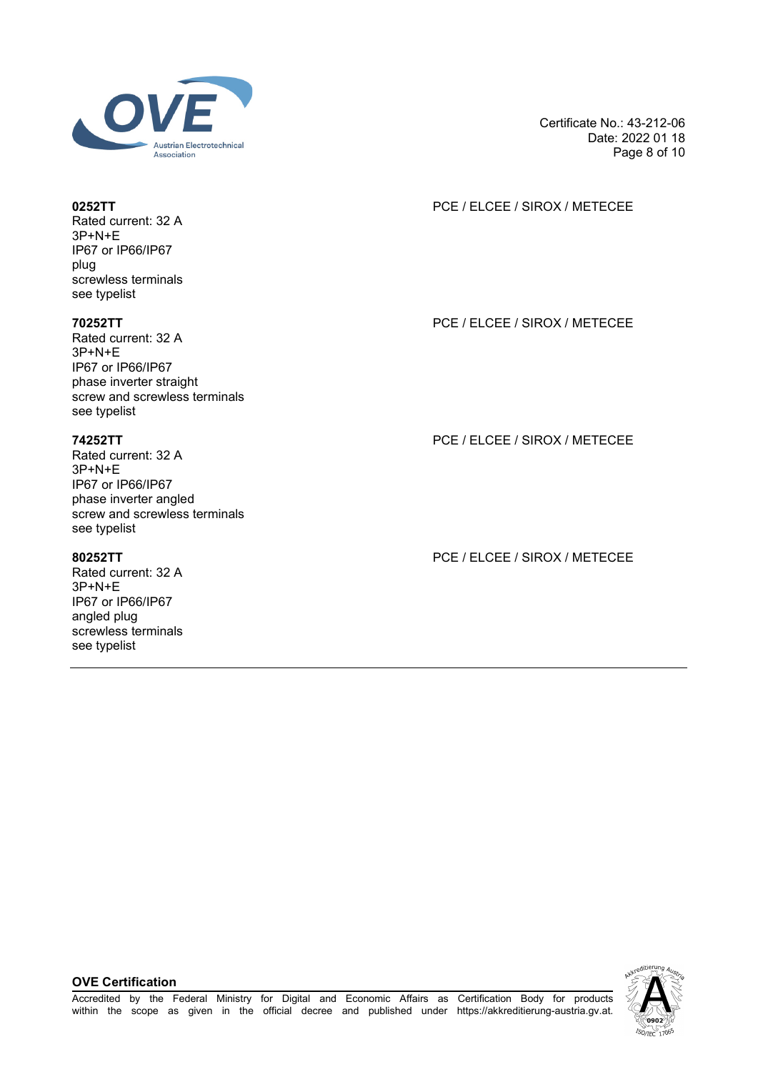**0252TT** PCE / ELCEE / SIROX / METECEE
Rated current: 32 A
3P+N+E
IP67 or IP66/IP67
plug
screwless terminals
see typelist

**70252TT** PCE / ELCEE / SIROX / METECEE
Rated current: 32 A
3P+N+E
IP67 or IP66/IP67
phase inverter straight
screw and screwless terminals
see typelist

**74252TT** PCE / ELCEE / SIROX / METECEE
Rated current: 32 A
3P+N+E
IP67 or IP66/IP67
phase inverter angled
screw and screwless terminals
see typelist

**80252TT** PCE / ELCEE / SIROX / METECEE
Rated current: 32 A
3P+N+E
IP67 or IP66/IP67
angled plug
screwless terminals
see typelist

---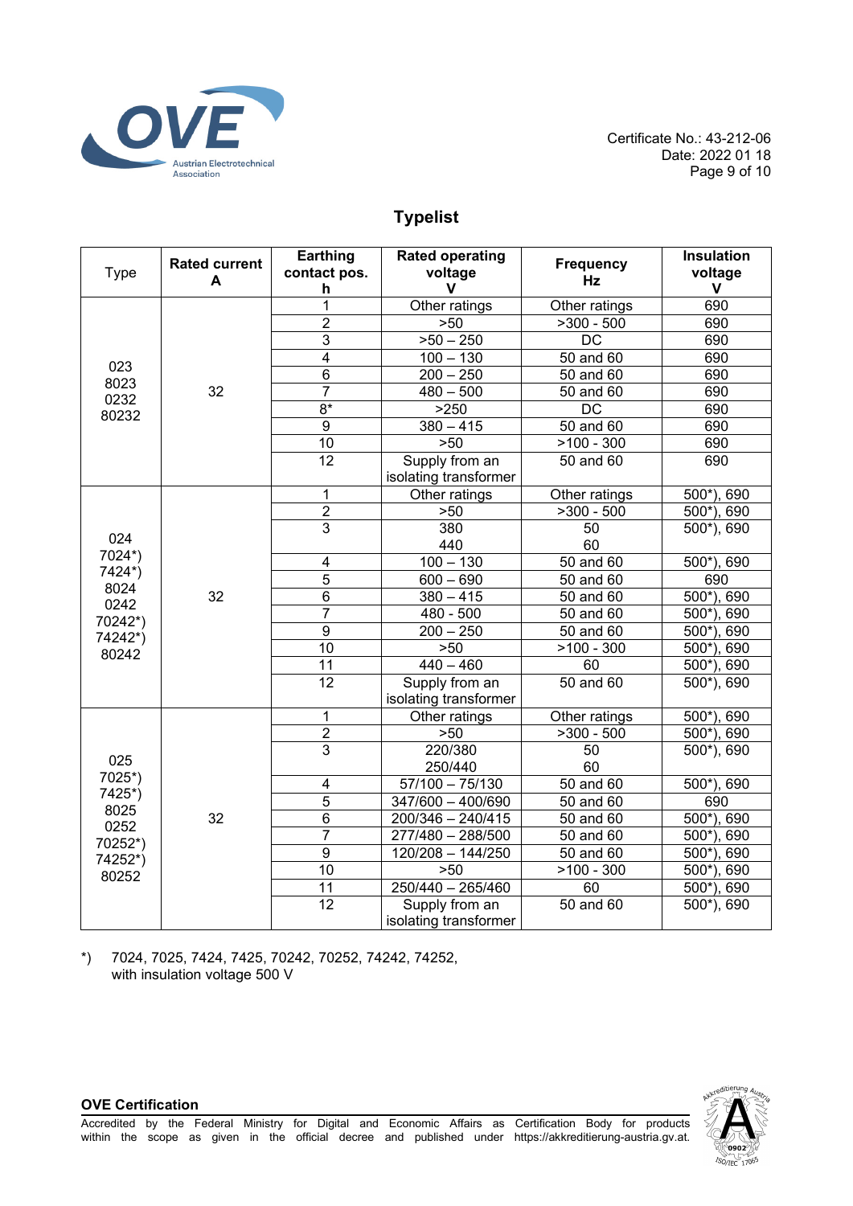Certificate No.: 43-212-06
Date: 2022 01 18

## Typelist

| Type | Rated current A | Earthing contact pos. h | Rated operating voltage V | Frequency Hz | Insulation voltage V |
|---|---|---|---|---|---|
| 023 8023 0232 80232 | 32 | 1 | Other ratings | Other ratings | 690 |
| | | 2 | >50 | >300 - 500 | 690 |
| | | 3 | >50 – 250 | DC | 690 |
| | | 4 | 100 – 130 | 50 and 60 | 690 |
| | | 6 | 200 – 250 | 50 and 60 | 690 |
| | | 7 | 480 – 500 | 50 and 60 | 690 |
| | | 8* | >250 | DC | 690 |
| | | 9 | 380 – 415 | 50 and 60 | 690 |
| | | 10 | >50 | >100 - 300 | 690 |
| | | 12 | Supply from an isolating transformer | 50 and 60 | 690 |
| 024 7024*) 7424*) 8024 0242 70242*) 74242*) 80242 | 32 | 1 | Other ratings | Other ratings | 500*), 690 |
| | | 2 | >50 | >300 - 500 | 500*), 690 |
| | | 3 | 380<br>440 | 50<br>60 | 500*), 690 |
| | | 4 | 100 – 130 | 50 and 60 | 500*), 690 |
| | | 5 | 600 – 690 | 50 and 60 | 690 |
| | | 6 | 380 – 415 | 50 and 60 | 500*), 690 |
| | | 7 | 480 - 500 | 50 and 60 | 500*), 690 |
| | | 9 | 200 – 250 | 50 and 60 | 500*), 690 |
| | | 10 | >50 | >100 - 300 | 500*), 690 |
| | | 11 | 440 – 460 | 60 | 500*), 690 |
| | | 12 | Supply from an isolating transformer | 50 and 60 | 500*), 690 |
| 025 7025*) 7425*) 8025 0252 70252*) 74252*) 80252 | 32 | 1 | Other ratings | Other ratings | 500*), 690 |
| | | 2 | >50 | >300 - 500 | 500*), 690 |
| | | 3 | 220/380<br>250/440 | 50<br>60 | 500*), 690 |
| | | 4 | 57/100 – 75/130 | 50 and 60 | 500*), 690 |
| | | 5 | 347/600 – 400/690 | 50 and 60 | 690 |
| | | 6 | 200/346 – 240/415 | 50 and 60 | 500*), 690 |
| | | 7 | 277/480 – 288/500 | 50 and 60 | 500*), 690 |
| | | 9 | 120/208 – 144/250 | 50 and 60 | 500*), 690 |
| | | 10 | >50 | >100 - 300 | 500*), 690 |
| | | 11 | 250/440 – 265/460 | 60 | 500*), 690 |
| | | 12 | Supply from an isolating transformer | 50 and 60 | 500*), 690 |

*) 7024, 7025, 7424, 7425, 70242, 70252, 74242, 74252, with insulation voltage 500 V

**OVE Certification**

Accredited by the Federal Ministry for Digital and Economic Affairs as Certification Body for products within the scope as given in the official decree and published under https://akkreditierung-austria.gv.at.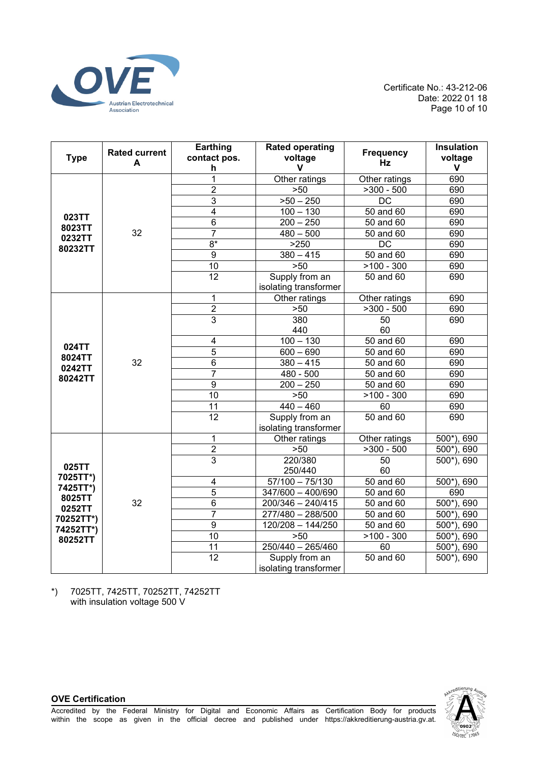Certificate No.: 43-212-06
Date: 2022 01 18

| Type | Rated current A | Earthing contact pos. h | Rated operating voltage V | Frequency Hz | Insulation voltage V |
|---|---|---|---|---|---|
| 023TT 8023TT 0232TT 80232TT | 32 | 1 | Other ratings | Other ratings | 690 |
| | | 2 | >50 | >300 - 500 | 690 |
| | | 3 | >50 – 250 | DC | 690 |
| | | 4 | 100 – 130 | 50 and 60 | 690 |
| | | 6 | 200 – 250 | 50 and 60 | 690 |
| | | 7 | 480 – 500 | 50 and 60 | 690 |
| | | 8* | >250 | DC | 690 |
| | | 9 | 380 – 415 | 50 and 60 | 690 |
| | | 10 | >50 | >100 - 300 | 690 |
| | | 12 | Supply from an isolating transformer | 50 and 60 | 690 |
| 024TT 8024TT 0242TT 80242TT | 32 | 1 | Other ratings | Other ratings | 690 |
| | | 2 | >50 | >300 - 500 | 690 |
| | | 3 | 380 440 | 50 60 | 690 |
| | | 4 | 100 – 130 | 50 and 60 | 690 |
| | | 5 | 600 – 690 | 50 and 60 | 690 |
| | | 6 | 380 – 415 | 50 and 60 | 690 |
| | | 7 | 480 - 500 | 50 and 60 | 690 |
| | | 9 | 200 – 250 | 50 and 60 | 690 |
| | | 10 | >50 | >100 - 300 | 690 |
| | | 11 | 440 – 460 | 60 | 690 |
| | | 12 | Supply from an isolating transformer | 50 and 60 | 690 |
| 025TT 7025TT*) 7425TT*) 8025TT 0252TT 70252TT*) 74252TT*) 80252TT | 32 | 1 | Other ratings | Other ratings | 500*), 690 |
| | | 2 | >50 | >300 - 500 | 500*), 690 |
| | | 3 | 220/380 250/440 | 50 60 | 500*), 690 |
| | | 4 | 57/100 – 75/130 | 50 and 60 | 500*), 690 |
| | | 5 | 347/600 – 400/690 | 50 and 60 | 690 |
| | | 6 | 200/346 – 240/415 | 50 and 60 | 500*), 690 |
| | | 7 | 277/480 – 288/500 | 50 and 60 | 500*), 690 |
| | | 9 | 120/208 – 144/250 | 50 and 60 | 500*), 690 |
| | | 10 | >50 | >100 - 300 | 500*), 690 |
| | | 11 | 250/440 – 265/460 | 60 | 500*), 690 |
| | | 12 | Supply from an isolating transformer | 50 and 60 | 500*), 690 |

*) 7025TT, 7425TT, 70252TT, 74252TT with insulation voltage 500 V

**OVE Certification**

Accredited by the Federal Ministry for Digital and Economic Affairs as Certification Body for products within the scope as given in the official decree and published under https://akkreditierung-austria.gv.at.